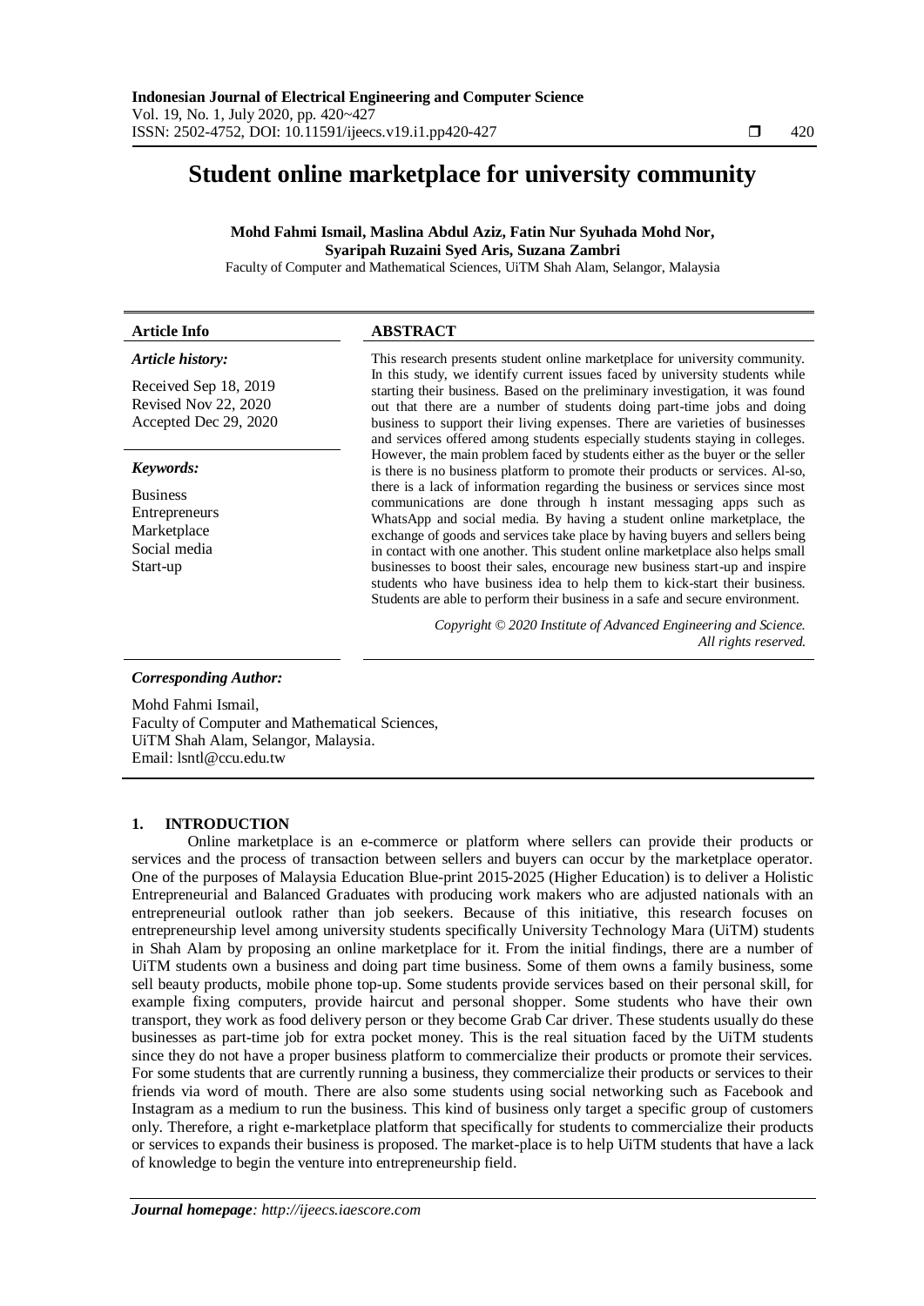# Student online marketplace for university community

**Mohd Fahmi Ismail, Maslina Abdul Aziz, Fatin Nur Syuhada Mohd Nor, Syaripah Ruzaini Syed Aris, Suzana Zambri**

Faculty of Computer and Mathematical Sciences, UiTM Shah Alam, Selangor, Malaysia

**Article Info**

*Article history:*

Received Sep 18, 2019
Revised Nov 22, 2020
Accepted Dec 29, 2020

*Keywords:*

Business
Entrepreneurs
Marketplace
Social media
Start-up

**ABSTRACT**

This research presents student online marketplace for university community. In this study, we identify current issues faced by university students while starting their business. Based on the preliminary investigation, it was found out that there are a number of students doing part-time jobs and doing business to support their living expenses. There are varieties of businesses and services offered among students especially students staying in colleges. However, the main problem faced by students either as the buyer or the seller is there is no business platform to promote their products or services. Al-so, there is a lack of information regarding the business or services since most communications are done through h instant messaging apps such as WhatsApp and social media. By having a student online marketplace, the exchange of goods and services take place by having buyers and sellers being in contact with one another. This student online marketplace also helps small businesses to boost their sales, encourage new business start-up and inspire students who have business idea to help them to kick-start their business. Students are able to perform their business in a safe and secure environment.

*Copyright © 2020 Institute of Advanced Engineering and Science. All rights reserved.*

***Corresponding Author:***

Mohd Fahmi Ismail,
Faculty of Computer and Mathematical Sciences,
UiTM Shah Alam, Selangor, Malaysia.
Email: lsntl@ccu.edu.tw

## 1. INTRODUCTION

Online marketplace is an e-commerce or platform where sellers can provide their products or services and the process of transaction between sellers and buyers can occur by the marketplace operator. One of the purposes of Malaysia Education Blue-print 2015-2025 (Higher Education) is to deliver a Holistic Entrepreneurial and Balanced Graduates with producing work makers who are adjusted nationals with an entrepreneurial outlook rather than job seekers. Because of this initiative, this research focuses on entrepreneurship level among university students specifically University Technology Mara (UiTM) students in Shah Alam by proposing an online marketplace for it. From the initial findings, there are a number of UiTM students own a business and doing part time business. Some of them owns a family business, some sell beauty products, mobile phone top-up. Some students provide services based on their personal skill, for example fixing computers, provide haircut and personal shopper. Some students who have their own transport, they work as food delivery person or they become Grab Car driver. These students usually do these businesses as part-time job for extra pocket money. This is the real situation faced by the UiTM students since they do not have a proper business platform to commercialize their products or promote their services. For some students that are currently running a business, they commercialize their products or services to their friends via word of mouth. There are also some students using social networking such as Facebook and Instagram as a medium to run the business. This kind of business only target a specific group of customers only. Therefore, a right e-marketplace platform that specifically for students to commercialize their products or services to expands their business is proposed. The market-place is to help UiTM students that have a lack of knowledge to begin the venture into entrepreneurship field.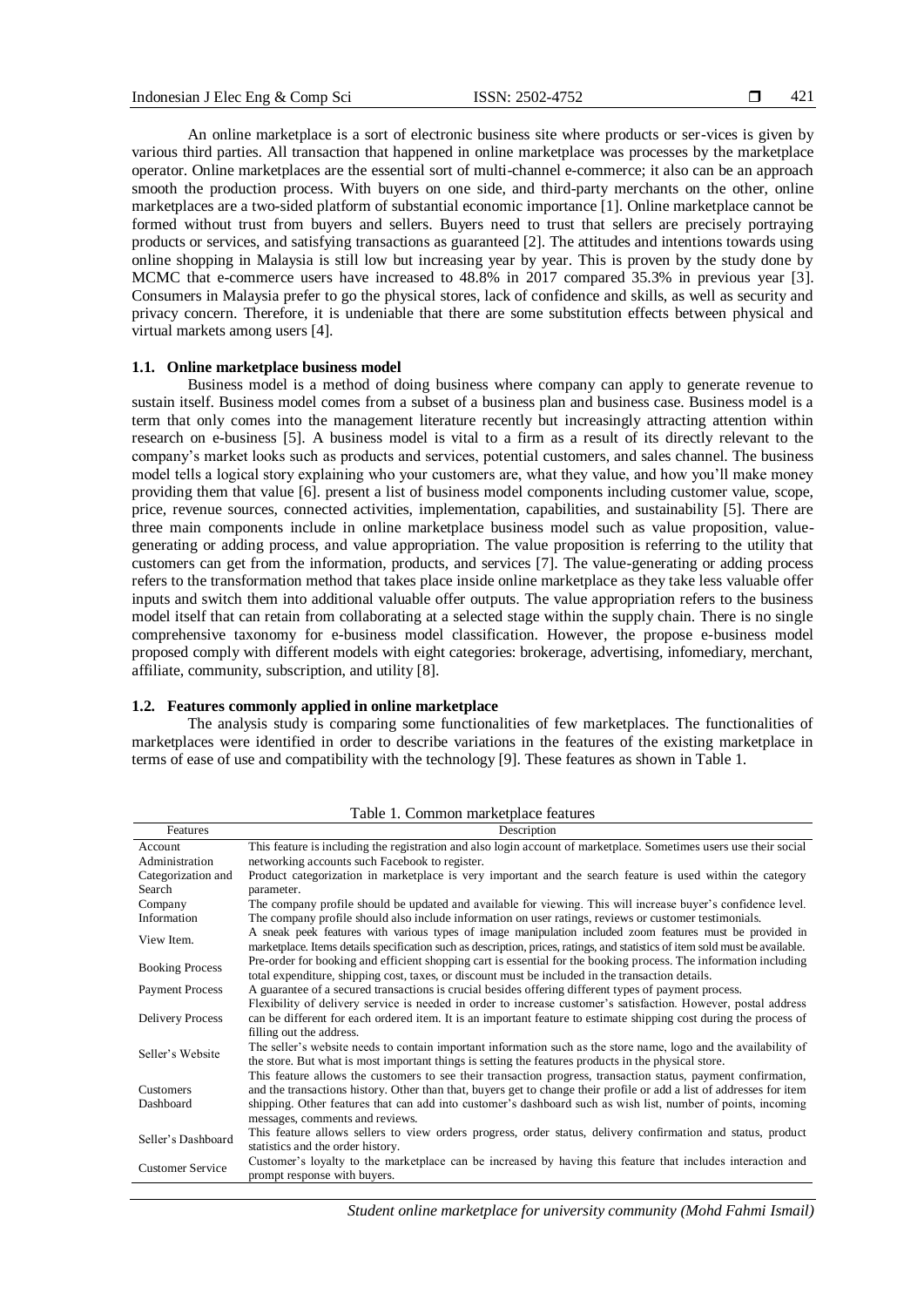An online marketplace is a sort of electronic business site where products or ser-vices is given by various third parties. All transaction that happened in online marketplace was processes by the marketplace operator. Online marketplaces are the essential sort of multi-channel e-commerce; it also can be an approach smooth the production process. With buyers on one side, and third-party merchants on the other, online marketplaces are a two-sided platform of substantial economic importance [1]. Online marketplace cannot be formed without trust from buyers and sellers. Buyers need to trust that sellers are precisely portraying products or services, and satisfying transactions as guaranteed [2]. The attitudes and intentions towards using online shopping in Malaysia is still low but increasing year by year. This is proven by the study done by MCMC that e-commerce users have increased to 48.8% in 2017 compared 35.3% in previous year [3]. Consumers in Malaysia prefer to go the physical stores, lack of confidence and skills, as well as security and privacy concern. Therefore, it is undeniable that there are some substitution effects between physical and virtual markets among users [4].

### 1.1. Online marketplace business model

Business model is a method of doing business where company can apply to generate revenue to sustain itself. Business model comes from a subset of a business plan and business case. Business model is a term that only comes into the management literature recently but increasingly attracting attention within research on e-business [5]. A business model is vital to a firm as a result of its directly relevant to the company's market looks such as products and services, potential customers, and sales channel. The business model tells a logical story explaining who your customers are, what they value, and how you'll make money providing them that value [6]. present a list of business model components including customer value, scope, price, revenue sources, connected activities, implementation, capabilities, and sustainability [5]. There are three main components include in online marketplace business model such as value proposition, value-generating or adding process, and value appropriation. The value proposition is referring to the utility that customers can get from the information, products, and services [7]. The value-generating or adding process refers to the transformation method that takes place inside online marketplace as they take less valuable offer inputs and switch them into additional valuable offer outputs. The value appropriation refers to the business model itself that can retain from collaborating at a selected stage within the supply chain. There is no single comprehensive taxonomy for e-business model classification. However, the propose e-business model proposed comply with different models with eight categories: brokerage, advertising, infomediary, merchant, affiliate, community, subscription, and utility [8].

### 1.2. Features commonly applied in online marketplace

The analysis study is comparing some functionalities of few marketplaces. The functionalities of marketplaces were identified in order to describe variations in the features of the existing marketplace in terms of ease of use and compatibility with the technology [9]. These features as shown in Table 1.

Table 1. Common marketplace features

| Features | Description |
|---|---|
| Account Administration | This feature is including the registration and also login account of marketplace. Sometimes users use their social networking accounts such Facebook to register. |
| Categorization and Search | Product categorization in marketplace is very important and the search feature is used within the category parameter. |
| Company Information | The company profile should be updated and available for viewing. This will increase buyer's confidence level. The company profile should also include information on user ratings, reviews or customer testimonials. |
| View Item. | A sneak peek features with various types of image manipulation included zoom features must be provided in marketplace. Items details specification such as description, prices, ratings, and statistics of item sold must be available. |
| Booking Process | Pre-order for booking and efficient shopping cart is essential for the booking process. The information including total expenditure, shipping cost, taxes, or discount must be included in the transaction details. |
| Payment Process | A guarantee of a secured transactions is crucial besides offering different types of payment process. |
| Delivery Process | Flexibility of delivery service is needed in order to increase customer's satisfaction. However, postal address can be different for each ordered item. It is an important feature to estimate shipping cost during the process of filling out the address. |
| Seller's Website | The seller's website needs to contain important information such as the store name, logo and the availability of the store. But what is most important things is setting the features products in the physical store. |
| Customers Dashboard | This feature allows the customers to see their transaction progress, transaction status, payment confirmation, and the transactions history. Other than that, buyers get to change their profile or add a list of addresses for item shipping. Other features that can add into customer's dashboard such as wish list, number of points, incoming messages, comments and reviews. |
| Seller's Dashboard | This feature allows sellers to view orders progress, order status, delivery confirmation and status, product statistics and the order history. |
| Customer Service | Customer's loyalty to the marketplace can be increased by having this feature that includes interaction and prompt response with buyers. |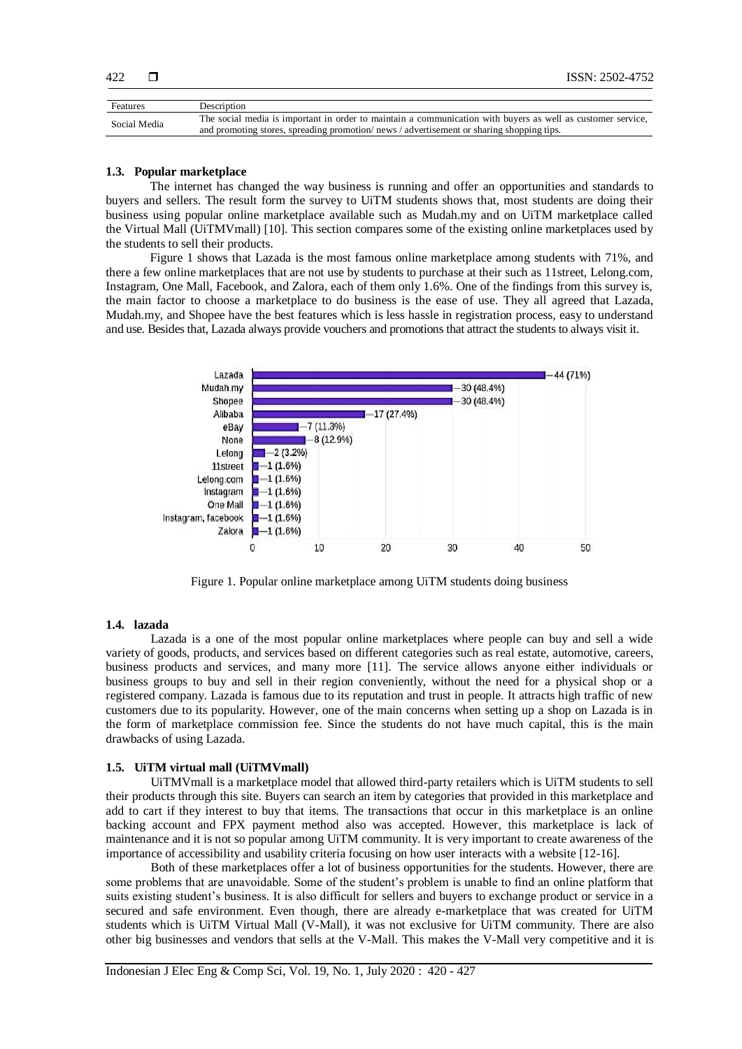| Features | Description |
| --- | --- |
| Social Media | The social media is important in order to maintain a communication with buyers as well as customer service, and promoting stores, spreading promotion/ news / advertisement or sharing shopping tips. |

### 1.3. Popular marketplace

The internet has changed the way business is running and offer an opportunities and standards to buyers and sellers. The result form the survey to UiTM students shows that, most students are doing their business using popular online marketplace available such as Mudah.my and on UiTM marketplace called the Virtual Mall (UiTMVmall) [10]. This section compares some of the existing online marketplaces used by the students to sell their products.

Figure 1 shows that Lazada is the most famous online marketplace among students with 71%, and there a few online marketplaces that are not use by students to purchase at their such as 11street, Lelong.com, Instagram, One Mall, Facebook, and Zalora, each of them only 1.6%. One of the findings from this survey is, the main factor to choose a marketplace to do business is the ease of use. They all agreed that Lazada, Mudah.my, and Shopee have the best features which is less hassle in registration process, easy to understand and use. Besides that, Lazada always provide vouchers and promotions that attract the students to always visit it.

| Marketplace | Count (%) |
| --- | --- |
| Lazada | 44 (71%) |
| Mudah.my | 30 (48.4%) |
| Shopee | 30 (48.4%) |
| Alibaba | 17 (27.4%) |
| eBay | 7 (11.3%) |
| None | 8 (12.9%) |
| Lelong | 2 (3.2%) |
| 11street | 1 (1.6%) |
| Lelong.com | 1 (1.6%) |
| Instagram | 1 (1.6%) |
| One Mall | 1 (1.6%) |
| Instagram, facebook | 1 (1.6%) |
| Zalora | 1 (1.6%) |

Figure 1. Popular online marketplace among UiTM students doing business

### 1.4. lazada

Lazada is a one of the most popular online marketplaces where people can buy and sell a wide variety of goods, products, and services based on different categories such as real estate, automotive, careers, business products and services, and many more [11]. The service allows anyone either individuals or business groups to buy and sell in their region conveniently, without the need for a physical shop or a registered company. Lazada is famous due to its reputation and trust in people. It attracts high traffic of new customers due to its popularity. However, one of the main concerns when setting up a shop on Lazada is in the form of marketplace commission fee. Since the students do not have much capital, this is the main drawbacks of using Lazada.

### 1.5. UiTM virtual mall (UiTMVmall)

UiTMVmall is a marketplace model that allowed third-party retailers which is UiTM students to sell their products through this site. Buyers can search an item by categories that provided in this marketplace and add to cart if they interest to buy that items. The transactions that occur in this marketplace is an online backing account and FPX payment method also was accepted. However, this marketplace is lack of maintenance and it is not so popular among UiTM community. It is very important to create awareness of the importance of accessibility and usability criteria focusing on how user interacts with a website [12-16].

Both of these marketplaces offer a lot of business opportunities for the students. However, there are some problems that are unavoidable. Some of the student's problem is unable to find an online platform that suits existing student's business. It is also difficult for sellers and buyers to exchange product or service in a secured and safe environment. Even though, there are already e-marketplace that was created for UiTM students which is UiTM Virtual Mall (V-Mall), it was not exclusive for UiTM community. There are also other big businesses and vendors that sells at the V-Mall. This makes the V-Mall very competitive and it is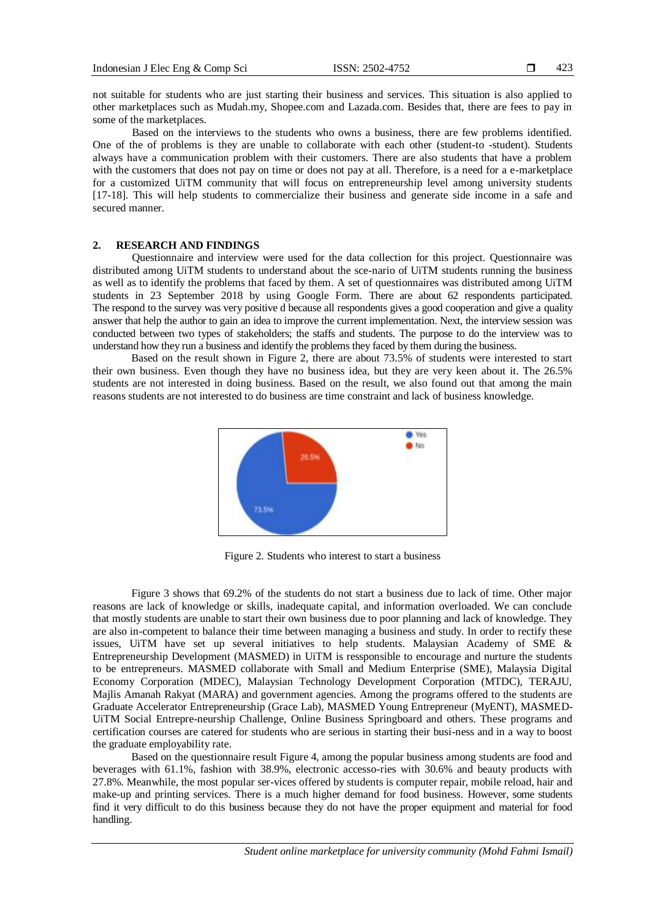not suitable for students who are just starting their business and services. This situation is also applied to other marketplaces such as Mudah.my, Shopee.com and Lazada.com. Besides that, there are fees to pay in some of the marketplaces.

Based on the interviews to the students who owns a business, there are few problems identified. One of the of problems is they are unable to collaborate with each other (student-to -student). Students always have a communication problem with their customers. There are also students that have a problem with the customers that does not pay on time or does not pay at all. Therefore, is a need for a e-marketplace for a customized UiTM community that will focus on entrepreneurship level among university students [17-18]. This will help students to commercialize their business and generate side income in a safe and secured manner.

## 2. RESEARCH AND FINDINGS

Questionnaire and interview were used for the data collection for this project. Questionnaire was distributed among UiTM students to understand about the sce-nario of UiTM students running the business as well as to identify the problems that faced by them. A set of questionnaires was distributed among UiTM students in 23 September 2018 by using Google Form. There are about 62 respondents participated. The respond to the survey was very positive d because all respondents gives a good cooperation and give a quality answer that help the author to gain an idea to improve the current implementation. Next, the interview session was conducted between two types of stakeholders; the staffs and students. The purpose to do the interview was to understand how they run a business and identify the problems they faced by them during the business.

Based on the result shown in Figure 2, there are about 73.5% of students were interested to start their own business. Even though they have no business idea, but they are very keen about it. The 26.5% students are not interested in doing business. Based on the result, we also found out that among the main reasons students are not interested to do business are time constraint and lack of business knowledge.

Figure 2. Students who interest to start a business

Figure 3 shows that 69.2% of the students do not start a business due to lack of time. Other major reasons are lack of knowledge or skills, inadequate capital, and information overloaded. We can conclude that mostly students are unable to start their own business due to poor planning and lack of knowledge. They are also in-competent to balance their time between managing a business and study. In order to rectify these issues, UiTM have set up several initiatives to help students. Malaysian Academy of SME & Entrepreneurship Development (MASMED) in UiTM is ressponsible to encourage and nurture the students to be entrepreneurs. MASMED collaborate with Small and Medium Enterprise (SME), Malaysia Digital Economy Corporation (MDEC), Malaysian Technology Development Corporation (MTDC), TERAJU, Majlis Amanah Rakyat (MARA) and government agencies. Among the programs offered to the students are Graduate Accelerator Entrepreneurship (Grace Lab), MASMED Young Entrepreneur (MyENT), MASMED-UiTM Social Entrepre-neurship Challenge, Online Business Springboard and others. These programs and certification courses are catered for students who are serious in starting their busi-ness and in a way to boost the graduate employability rate.

Based on the questionnaire result Figure 4, among the popular business among students are food and beverages with 61.1%, fashion with 38.9%, electronic accesso-ries with 30.6% and beauty products with 27.8%. Meanwhile, the most popular ser-vices offered by students is computer repair, mobile reload, hair and make-up and printing services. There is a much higher demand for food business. However, some students find it very difficult to do this business because they do not have the proper equipment and material for food handling.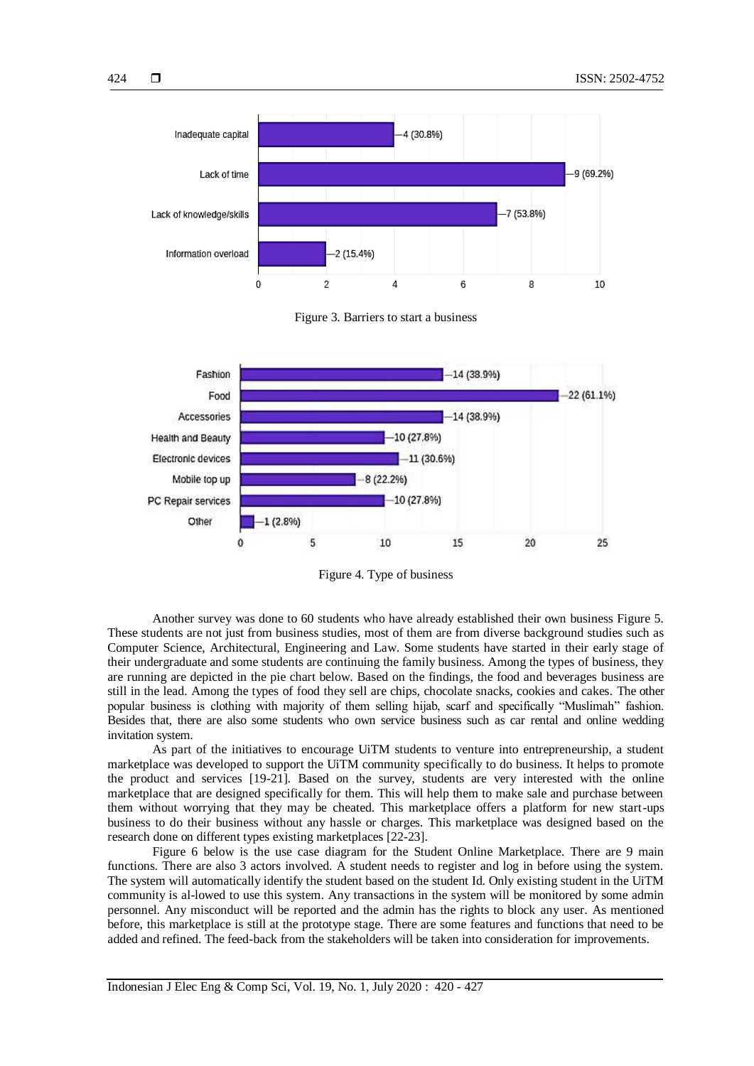Figure 3. Barriers to start a business

Figure 4. Type of business

Another survey was done to 60 students who have already established their own business Figure 5. These students are not just from business studies, most of them are from diverse background studies such as Computer Science, Architectural, Engineering and Law. Some students have started in their early stage of their undergraduate and some students are continuing the family business. Among the types of business, they are running are depicted in the pie chart below. Based on the findings, the food and beverages business are still in the lead. Among the types of food they sell are chips, chocolate snacks, cookies and cakes. The other popular business is clothing with majority of them selling hijab, scarf and specifically "Muslimah" fashion. Besides that, there are also some students who own service business such as car rental and online wedding invitation system.

As part of the initiatives to encourage UiTM students to venture into entrepreneurship, a student marketplace was developed to support the UiTM community specifically to do business. It helps to promote the product and services [19-21]. Based on the survey, students are very interested with the online marketplace that are designed specifically for them. This will help them to make sale and purchase between them without worrying that they may be cheated. This marketplace offers a platform for new start-ups business to do their business without any hassle or charges. This marketplace was designed based on the research done on different types existing marketplaces [22-23].

Figure 6 below is the use case diagram for the Student Online Marketplace. There are 9 main functions. There are also 3 actors involved. A student needs to register and log in before using the system. The system will automatically identify the student based on the student Id. Only existing student in the UiTM community is al-lowed to use this system. Any transactions in the system will be monitored by some admin personnel. Any misconduct will be reported and the admin has the rights to block any user. As mentioned before, this marketplace is still at the prototype stage. There are some features and functions that need to be added and refined. The feed-back from the stakeholders will be taken into consideration for improvements.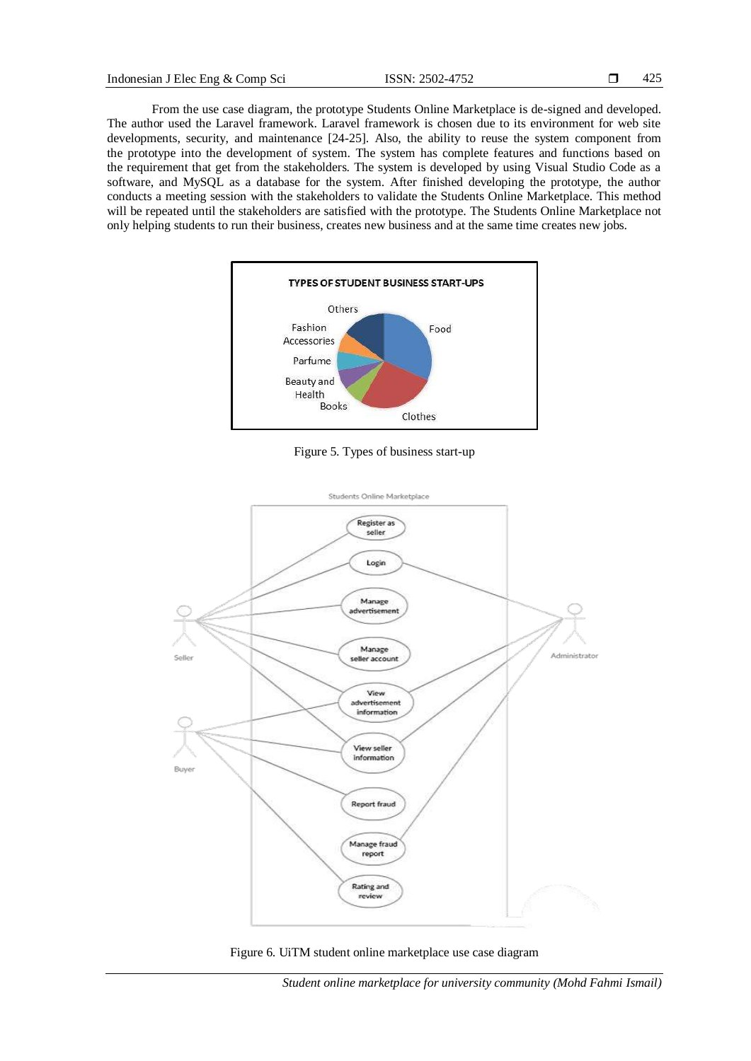From the use case diagram, the prototype Students Online Marketplace is de-signed and developed. The author used the Laravel framework. Laravel framework is chosen due to its environment for web site developments, security, and maintenance [24-25]. Also, the ability to reuse the system component from the prototype into the development of system. The system has complete features and functions based on the requirement that get from the stakeholders. The system is developed by using Visual Studio Code as a software, and MySQL as a database for the system. After finished developing the prototype, the author conducts a meeting session with the stakeholders to validate the Students Online Marketplace. This method will be repeated until the stakeholders are satisfied with the prototype. The Students Online Marketplace not only helping students to run their business, creates new business and at the same time creates new jobs.

Figure 5. Types of business start-up

Figure 6. UiTM student online marketplace use case diagram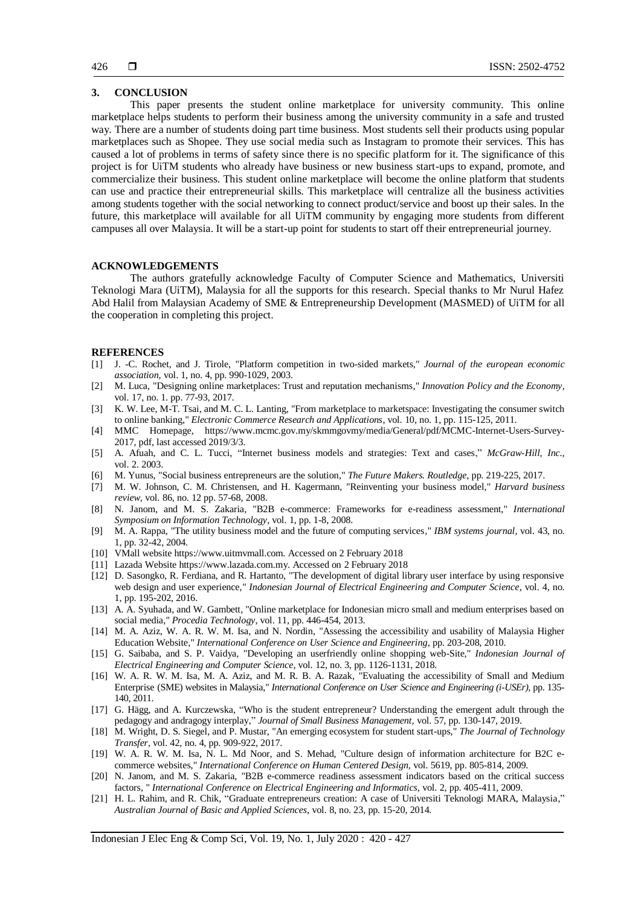## 3. CONCLUSION

This paper presents the student online marketplace for university community. This online marketplace helps students to perform their business among the university community in a safe and trusted way. There are a number of students doing part time business. Most students sell their products using popular marketplaces such as Shopee. They use social media such as Instagram to promote their services. This has caused a lot of problems in terms of safety since there is no specific platform for it. The significance of this project is for UiTM students who already have business or new business start-ups to expand, promote, and commercialize their business. This student online marketplace will become the online platform that students can use and practice their entrepreneurial skills. This marketplace will centralize all the business activities among students together with the social networking to connect product/service and boost up their sales. In the future, this marketplace will available for all UiTM community by engaging more students from different campuses all over Malaysia. It will be a start-up point for students to start off their entrepreneurial journey.

## ACKNOWLEDGEMENTS

The authors gratefully acknowledge Faculty of Computer Science and Mathematics, Universiti Teknologi Mara (UiTM), Malaysia for all the supports for this research. Special thanks to Mr Nurul Hafez Abd Halil from Malaysian Academy of SME & Entrepreneurship Development (MASMED) of UiTM for all the cooperation in completing this project.

## REFERENCES

[1] J. -C. Rochet, and J. Tirole, "Platform competition in two-sided markets," *Journal of the european economic association,* vol. 1, no. 4, pp. 990-1029, 2003.

[2] M. Luca, "Designing online marketplaces: Trust and reputation mechanisms," *Innovation Policy and the Economy,* vol. 17, no. 1. pp. 77-93, 2017.

[3] K. W. Lee, M-T. Tsai, and M. C. L. Lanting, "From marketplace to marketspace: Investigating the consumer switch to online banking," *Electronic Commerce Research and Applications,* vol. 10, no. 1, pp. 115-125, 2011.

[4] MMC Homepage, https://www.mcmc.gov.my/skmmgovmy/media/General/pdf/MCMC-Internet-Users-Survey-2017, pdf, last accessed 2019/3/3.

[5] A. Afuah, and C. L. Tucci, "Internet business models and strategies: Text and cases," *McGraw-Hill, Inc.,* vol. 2. 2003.

[6] M. Yunus, "Social business entrepreneurs are the solution," *The Future Makers. Routledge,* pp. 219-225, 2017.

[7] M. W. Johnson, C. M. Christensen, and H. Kagermann, "Reinventing your business model," *Harvard business review,* vol. 86, no. 12 pp. 57-68, 2008.

[8] N. Janom, and M. S. Zakaria, "B2B e-commerce: Frameworks for e-readiness assessment," *International Symposium on Information Technology,* vol. 1, pp. 1-8, 2008.

[9] M. A. Rappa, "The utility business model and the future of computing services," *IBM systems journal,* vol. 43, no. 1, pp. 32-42, 2004.

[10] VMall website https://www.uitmvmall.com. Accessed on 2 February 2018

[11] Lazada Website https://www.lazada.com.my. Accessed on 2 February 2018

[12] D. Sasongko, R. Ferdiana, and R. Hartanto, "The development of digital library user interface by using responsive web design and user experience," *Indonesian Journal of Electrical Engineering and Computer Science,* vol. 4, no. 1, pp. 195-202, 2016.

[13] A. A. Syuhada, and W. Gambett, "Online marketplace for Indonesian micro small and medium enterprises based on social media," *Procedia Technology,* vol. 11, pp. 446-454, 2013.

[14] M. A. Aziz, W. A. R. W. M. Isa, and N. Nordin, "Assessing the accessibility and usability of Malaysia Higher Education Website," *International Conference on User Science and Engineering,* pp. 203-208, 2010.

[15] G. Saibaba, and S. P. Vaidya, "Developing an userfriendly online shopping web-Site," *Indonesian Journal of Electrical Engineering and Computer Science,* vol. 12, no. 3, pp. 1126-1131, 2018.

[16] W. A. R. W. M. Isa, M. A. Aziz, and M. R. B. A. Razak, "Evaluating the accessibility of Small and Medium Enterprise (SME) websites in Malaysia," *International Conference on User Science and Engineering (i-USEr),* pp. 135-140, 2011.

[17] G. Hägg, and A. Kurczewska, "Who is the student entrepreneur? Understanding the emergent adult through the pedagogy and andragogy interplay," *Journal of Small Business Management,* vol. 57, pp. 130-147, 2019.

[18] M. Wright, D. S. Siegel, and P. Mustar, "An emerging ecosystem for student start-ups," *The Journal of Technology Transfer,* vol. 42, no. 4, pp. 909-922, 2017.

[19] W. A. R. W. M. Isa, N. L. Md Noor, and S. Mehad, "Culture design of information architecture for B2C e-commerce websites," *International Conference on Human Centered Design,* vol. 5619, pp. 805-814, 2009.

[20] N. Janom, and M. S. Zakaria, "B2B e-commerce readiness assessment indicators based on the critical success factors, " *International Conference on Electrical Engineering and Informatics,* vol. 2, pp. 405-411, 2009.

[21] H. L. Rahim, and R. Chik, "Graduate entrepreneurs creation: A case of Universiti Teknologi MARA, Malaysia," *Australian Journal of Basic and Applied Sciences,* vol. 8, no. 23, pp. 15-20, 2014.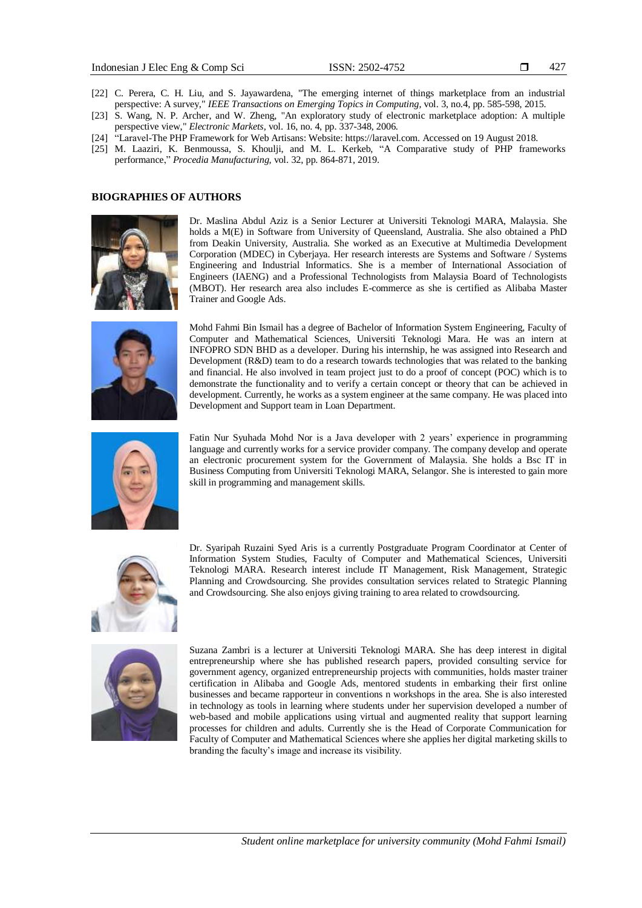[22] C. Perera, C. H. Liu, and S. Jayawardena, "The emerging internet of things marketplace from an industrial perspective: A survey," *IEEE Transactions on Emerging Topics in Computing*, vol. 3, no.4, pp. 585-598, 2015.

[23] S. Wang, N. P. Archer, and W. Zheng, "An exploratory study of electronic marketplace adoption: A multiple perspective view," *Electronic Markets*, vol. 16, no. 4, pp. 337-348, 2006.

[24] "Laravel-The PHP Framework for Web Artisans: Website: https://laravel.com. Accessed on 19 August 2018.

[25] M. Laaziri, K. Benmoussa, S. Khoulji, and M. L. Kerkeb, "A Comparative study of PHP frameworks performance," *Procedia Manufacturing*, vol. 32, pp. 864-871, 2019.

## BIOGRAPHIES OF AUTHORS

Dr. Maslina Abdul Aziz is a Senior Lecturer at Universiti Teknologi MARA, Malaysia. She holds a M(E) in Software from University of Queensland, Australia. She also obtained a PhD from Deakin University, Australia. She worked as an Executive at Multimedia Development Corporation (MDEC) in Cyberjaya. Her research interests are Systems and Software / Systems Engineering and Industrial Informatics. She is a member of International Association of Engineers (IAENG) and a Professional Technologists from Malaysia Board of Technologists (MBOT). Her research area also includes E-commerce as she is certified as Alibaba Master Trainer and Google Ads.

Mohd Fahmi Bin Ismail has a degree of Bachelor of Information System Engineering, Faculty of Computer and Mathematical Sciences, Universiti Teknologi Mara. He was an intern at INFOPRO SDN BHD as a developer. During his internship, he was assigned into Research and Development (R&D) team to do a research towards technologies that was related to the banking and financial. He also involved in team project just to do a proof of concept (POC) which is to demonstrate the functionality and to verify a certain concept or theory that can be achieved in development. Currently, he works as a system engineer at the same company. He was placed into Development and Support team in Loan Department.

Fatin Nur Syuhada Mohd Nor is a Java developer with 2 years' experience in programming language and currently works for a service provider company. The company develop and operate an electronic procurement system for the Government of Malaysia. She holds a Bsc IT in Business Computing from Universiti Teknologi MARA, Selangor. She is interested to gain more skill in programming and management skills.

Dr. Syaripah Ruzaini Syed Aris is a currently Postgraduate Program Coordinator at Center of Information System Studies, Faculty of Computer and Mathematical Sciences, Universiti Teknologi MARA. Research interest include IT Management, Risk Management, Strategic Planning and Crowdsourcing. She provides consultation services related to Strategic Planning and Crowdsourcing. She also enjoys giving training to area related to crowdsourcing.

Suzana Zambri is a lecturer at Universiti Teknologi MARA. She has deep interest in digital entrepreneurship where she has published research papers, provided consulting service for government agency, organized entrepreneurship projects with communities, holds master trainer certification in Alibaba and Google Ads, mentored students in embarking their first online businesses and became rapporteur in conventions n workshops in the area. She is also interested in technology as tools in learning where students under her supervision developed a number of web-based and mobile applications using virtual and augmented reality that support learning processes for children and adults. Currently she is the Head of Corporate Communication for Faculty of Computer and Mathematical Sciences where she applies her digital marketing skills to branding the faculty's image and increase its visibility.